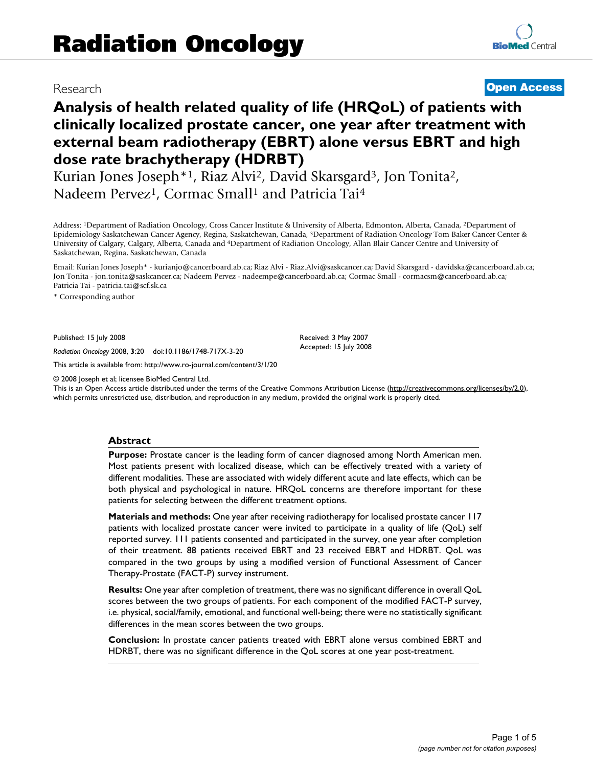# Radiation Oncology

Research

**Open Access**

# Analysis of health related quality of life (HRQoL) of patients with clinically localized prostate cancer, one year after treatment with external beam radiotherapy (EBRT) alone versus EBRT and high dose rate brachytherapy (HDRBT)

Kurian Jones Joseph*[1], Riaz Alvi[2], David Skarsgard[3], Jon Tonita[2], Nadeem Pervez[1], Cormac Small[1] and Patricia Tai[4]

Address: [1]Department of Radiation Oncology, Cross Cancer Institute & University of Alberta, Edmonton, Alberta, Canada, [2]Department of Epidemiology Saskatchewan Cancer Agency, Regina, Saskatchewan, Canada, [3]Department of Radiation Oncology Tom Baker Cancer Center & University of Calgary, Calgary, Alberta, Canada and [4]Department of Radiation Oncology, Allan Blair Cancer Centre and University of Saskatchewan, Regina, Saskatchewan, Canada

Email: Kurian Jones Joseph* - kurianjo@cancerboard.ab.ca; Riaz Alvi - Riaz.Alvi@saskcancer.ca; David Skarsgard - davidska@cancerboard.ab.ca; Jon Tonita - jon.tonita@saskcancer.ca; Nadeem Pervez - nadeempe@cancerboard.ab.ca; Cormac Small - cormacsm@cancerboard.ab.ca; Patricia Tai - patricia.tai@scf.sk.ca

\* Corresponding author

Published: 15 July 2008

*Radiation Oncology* 2008, **3**:20 doi:10.1186/1748-717X-3-20

Received: 3 May 2007
Accepted: 15 July 2008

This article is available from: http://www.ro-journal.com/content/3/1/20

© 2008 Joseph et al; licensee BioMed Central Ltd.
This is an Open Access article distributed under the terms of the Creative Commons Attribution License (http://creativecommons.org/licenses/by/2.0), which permits unrestricted use, distribution, and reproduction in any medium, provided the original work is properly cited.

## Abstract

**Purpose:** Prostate cancer is the leading form of cancer diagnosed among North American men. Most patients present with localized disease, which can be effectively treated with a variety of different modalities. These are associated with widely different acute and late effects, which can be both physical and psychological in nature. HRQoL concerns are therefore important for these patients for selecting between the different treatment options.

**Materials and methods:** One year after receiving radiotherapy for localised prostate cancer 117 patients with localized prostate cancer were invited to participate in a quality of life (QoL) self reported survey. 111 patients consented and participated in the survey, one year after completion of their treatment. 88 patients received EBRT and 23 received EBRT and HDRBT. QoL was compared in the two groups by using a modified version of Functional Assessment of Cancer Therapy-Prostate (FACT-P) survey instrument.

**Results:** One year after completion of treatment, there was no significant difference in overall QoL scores between the two groups of patients. For each component of the modified FACT-P survey, i.e. physical, social/family, emotional, and functional well-being; there were no statistically significant differences in the mean scores between the two groups.

**Conclusion:** In prostate cancer patients treated with EBRT alone versus combined EBRT and HDRBT, there was no significant difference in the QoL scores at one year post-treatment.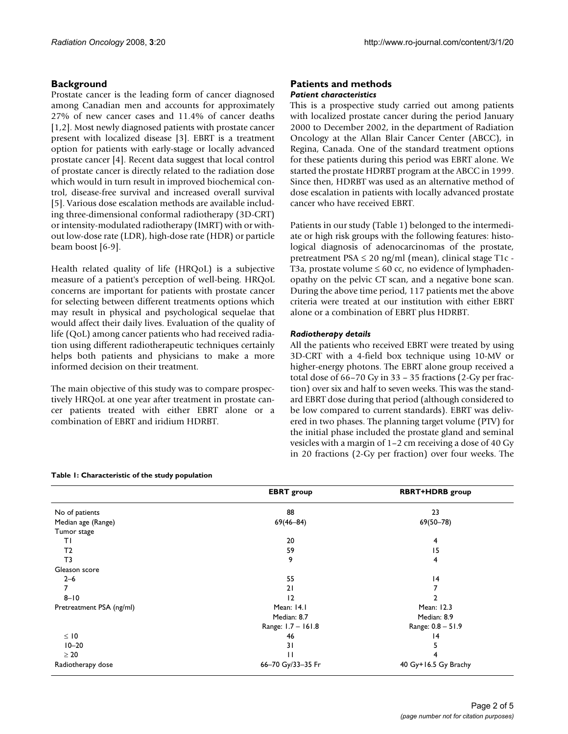## Background

Prostate cancer is the leading form of cancer diagnosed among Canadian men and accounts for approximately 27% of new cancer cases and 11.4% of cancer deaths [1,2]. Most newly diagnosed patients with prostate cancer present with localized disease [3]. EBRT is a treatment option for patients with early-stage or locally advanced prostate cancer [4]. Recent data suggest that local control of prostate cancer is directly related to the radiation dose which would in turn result in improved biochemical control, disease-free survival and increased overall survival [5]. Various dose escalation methods are available including three-dimensional conformal radiotherapy (3D-CRT) or intensity-modulated radiotherapy (IMRT) with or without low-dose rate (LDR), high-dose rate (HDR) or particle beam boost [6-9].

Health related quality of life (HRQoL) is a subjective measure of a patient's perception of well-being. HRQoL concerns are important for patients with prostate cancer for selecting between different treatments options which may result in physical and psychological sequelae that would affect their daily lives. Evaluation of the quality of life (QoL) among cancer patients who had received radiation using different radiotherapeutic techniques certainly helps both patients and physicians to make a more informed decision on their treatment.

The main objective of this study was to compare prospectively HRQoL at one year after treatment in prostate cancer patients treated with either EBRT alone or a combination of EBRT and iridium HDRBT.

## Patients and methods

### *Patient characteristics*

This is a prospective study carried out among patients with localized prostate cancer during the period January 2000 to December 2002, in the department of Radiation Oncology at the Allan Blair Cancer Center (ABCC), in Regina, Canada. One of the standard treatment options for these patients during this period was EBRT alone. We started the prostate HDRBT program at the ABCC in 1999. Since then, HDRBT was used as an alternative method of dose escalation in patients with locally advanced prostate cancer who have received EBRT.

Patients in our study (Table 1) belonged to the intermediate or high risk groups with the following features: histological diagnosis of adenocarcinomas of the prostate, pretreatment PSA ≤ 20 ng/ml (mean), clinical stage T1c - T3a, prostate volume ≤ 60 cc, no evidence of lymphadenopathy on the pelvic CT scan, and a negative bone scan. During the above time period, 117 patients met the above criteria were treated at our institution with either EBRT alone or a combination of EBRT plus HDRBT.

### *Radiotherapy details*

All the patients who received EBRT were treated by using 3D-CRT with a 4-field box technique using 10-MV or higher-energy photons. The EBRT alone group received a total dose of 66–70 Gy in 33 – 35 fractions (2-Gy per fraction) over six and half to seven weeks. This was the standard EBRT dose during that period (although considered to be low compared to current standards). EBRT was delivered in two phases. The planning target volume (PTV) for the initial phase included the prostate gland and seminal vesicles with a margin of 1–2 cm receiving a dose of 40 Gy in 20 fractions (2-Gy per fraction) over four weeks. The

**Table 1: Characteristic of the study population**

| | EBRT group | RBRT+HDRB group |
|---|---|---|
| No of patients | 88 | 23 |
| Median age (Range) | 69(46–84) | 69(50–78) |
| Tumor stage | | |
| T1 | 20 | 4 |
| T2 | 59 | 15 |
| T3 | 9 | 4 |
| Gleason score | | |
| 2–6 | 55 | 14 |
| 7 | 21 | 7 |
| 8–10 | 12 | 2 |
| Pretreatment PSA (ng/ml) | Mean: 14.1 | Mean: 12.3 |
| | Median: 8.7 | Median: 8.9 |
| | Range: 1.7 – 161.8 | Range: 0.8 – 51.9 |
| ≤ 10 | 46 | 14 |
| 10–20 | 31 | 5 |
| ≥ 20 | 11 | 4 |
| Radiotherapy dose | 66–70 Gy/33–35 Fr | 40 Gy+16.5 Gy Brachy |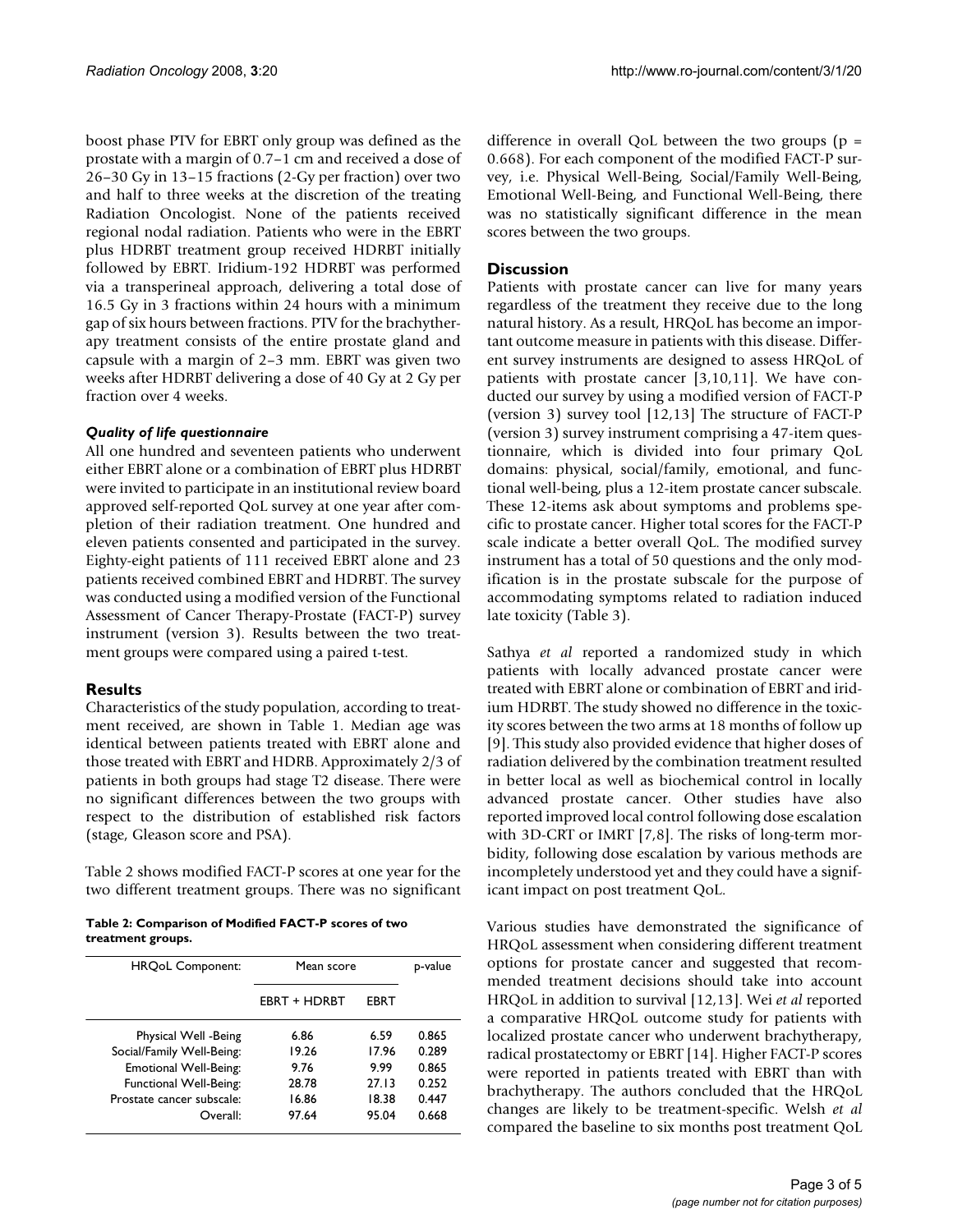boost phase PTV for EBRT only group was defined as the prostate with a margin of 0.7–1 cm and received a dose of 26–30 Gy in 13–15 fractions (2-Gy per fraction) over two and half to three weeks at the discretion of the treating Radiation Oncologist. None of the patients received regional nodal radiation. Patients who were in the EBRT plus HDRBT treatment group received HDRBT initially followed by EBRT. Iridium-192 HDRBT was performed via a transperineal approach, delivering a total dose of 16.5 Gy in 3 fractions within 24 hours with a minimum gap of six hours between fractions. PTV for the brachytherapy treatment consists of the entire prostate gland and capsule with a margin of 2–3 mm. EBRT was given two weeks after HDRBT delivering a dose of 40 Gy at 2 Gy per fraction over 4 weeks.

### *Quality of life questionnaire*

All one hundred and seventeen patients who underwent either EBRT alone or a combination of EBRT plus HDRBT were invited to participate in an institutional review board approved self-reported QoL survey at one year after completion of their radiation treatment. One hundred and eleven patients consented and participated in the survey. Eighty-eight patients of 111 received EBRT alone and 23 patients received combined EBRT and HDRBT. The survey was conducted using a modified version of the Functional Assessment of Cancer Therapy-Prostate (FACT-P) survey instrument (version 3). Results between the two treatment groups were compared using a paired t-test.

## Results

Characteristics of the study population, according to treatment received, are shown in Table 1. Median age was identical between patients treated with EBRT alone and those treated with EBRT and HDRB. Approximately 2/3 of patients in both groups had stage T2 disease. There were no significant differences between the two groups with respect to the distribution of established risk factors (stage, Gleason score and PSA).

Table 2 shows modified FACT-P scores at one year for the two different treatment groups. There was no significant difference in overall QoL between the two groups (p = 0.668). For each component of the modified FACT-P survey, i.e. Physical Well-Being, Social/Family Well-Being, Emotional Well-Being, and Functional Well-Being, there was no statistically significant difference in the mean scores between the two groups.

**Table 2: Comparison of Modified FACT-P scores of two treatment groups.**

| HRQoL Component: | Mean score | | p-value |
|---|---|---|---|
| | EBRT + HDRBT | EBRT | |
| Physical Well -Being | 6.86 | 6.59 | 0.865 |
| Social/Family Well-Being: | 19.26 | 17.96 | 0.289 |
| Emotional Well-Being: | 9.76 | 9.99 | 0.865 |
| Functional Well-Being: | 28.78 | 27.13 | 0.252 |
| Prostate cancer subscale: | 16.86 | 18.38 | 0.447 |
| Overall: | 97.64 | 95.04 | 0.668 |

## Discussion

Patients with prostate cancer can live for many years regardless of the treatment they receive due to the long natural history. As a result, HRQoL has become an important outcome measure in patients with this disease. Different survey instruments are designed to assess HRQoL of patients with prostate cancer [3,10,11]. We have conducted our survey by using a modified version of FACT-P (version 3) survey tool [12,13] The structure of FACT-P (version 3) survey instrument comprising a 47-item questionnaire, which is divided into four primary QoL domains: physical, social/family, emotional, and functional well-being, plus a 12-item prostate cancer subscale. These 12-items ask about symptoms and problems specific to prostate cancer. Higher total scores for the FACT-P scale indicate a better overall QoL. The modified survey instrument has a total of 50 questions and the only modification is in the prostate subscale for the purpose of accommodating symptoms related to radiation induced late toxicity (Table 3).

Sathya *et al* reported a randomized study in which patients with locally advanced prostate cancer were treated with EBRT alone or combination of EBRT and iridium HDRBT. The study showed no difference in the toxicity scores between the two arms at 18 months of follow up [9]. This study also provided evidence that higher doses of radiation delivered by the combination treatment resulted in better local as well as biochemical control in locally advanced prostate cancer. Other studies have also reported improved local control following dose escalation with 3D-CRT or IMRT [7,8]. The risks of long-term morbidity, following dose escalation by various methods are incompletely understood yet and they could have a significant impact on post treatment QoL.

Various studies have demonstrated the significance of HRQoL assessment when considering different treatment options for prostate cancer and suggested that recommended treatment decisions should take into account HRQoL in addition to survival [12,13]. Wei *et al* reported a comparative HRQoL outcome study for patients with localized prostate cancer who underwent brachytherapy, radical prostatectomy or EBRT [14]. Higher FACT-P scores were reported in patients treated with EBRT than with brachytherapy. The authors concluded that the HRQoL changes are likely to be treatment-specific. Welsh *et al* compared the baseline to six months post treatment QoL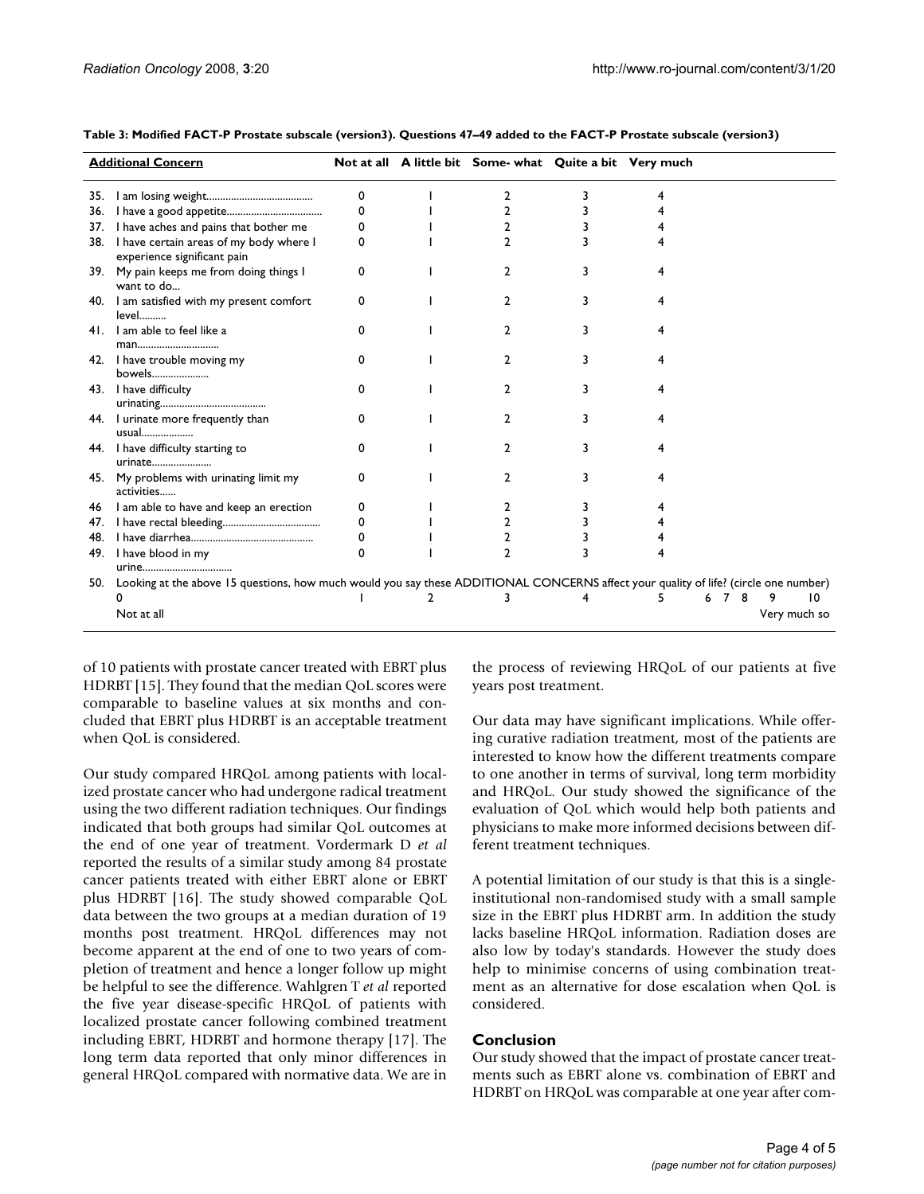**Table 3: Modified FACT-P Prostate subscale (version3). Questions 47–49 added to the FACT-P Prostate subscale (version3)**

| | <u>**Additional Concern**</u> | **Not at all** | **A little bit** | **Some- what** | **Quite a bit** | **Very much** |
|---|---|---|---|---|---|---|
| 35. | I am losing weight....................................... | 0 | 1 | 2 | 3 | 4 |
| 36. | I have a good appetite.................................. | 0 | 1 | 2 | 3 | 4 |
| 37. | I have aches and pains that bother me | 0 | 1 | 2 | 3 | 4 |
| 38. | I have certain areas of my body where I experience significant pain | 0 | 1 | 2 | 3 | 4 |
| 39. | My pain keeps me from doing things I want to do... | 0 | 1 | 2 | 3 | 4 |
| 40. | I am satisfied with my present comfort level.......... | 0 | 1 | 2 | 3 | 4 |
| 41. | I am able to feel like a man............................. | 0 | 1 | 2 | 3 | 4 |
| 42. | I have trouble moving my bowels..................... | 0 | 1 | 2 | 3 | 4 |
| 43. | I have difficulty urinating....................................... | 0 | 1 | 2 | 3 | 4 |
| 44. | I urinate more frequently than usual.................. | 0 | 1 | 2 | 3 | 4 |
| 44. | I have difficulty starting to urinate...................... | 0 | 1 | 2 | 3 | 4 |
| 45. | My problems with urinating limit my activities...... | 0 | 1 | 2 | 3 | 4 |
| 46 | I am able to have and keep an erection | 0 | 1 | 2 | 3 | 4 |
| 47. | I have rectal bleeding................................... | 0 | 1 | 2 | 3 | 4 |
| 48. | I have diarrhea............................................ | 0 | 1 | 2 | 3 | 4 |
| 49. | I have blood in my urine................................. | 0 | 1 | 2 | 3 | 4 |

50. Looking at the above 15 questions, how much would you say these ADDITIONAL CONCERNS affect your quality of life? (circle one number)

| 0 | 1 | 2 | 3 | 4 | 5 | 6 | 7 | 8 | 9 | 10 |
|---|---|---|---|---|---|---|---|---|---|---|
| Not at all | | | | | | | | | | Very much so |

of 10 patients with prostate cancer treated with EBRT plus HDRBT [15]. They found that the median QoL scores were comparable to baseline values at six months and concluded that EBRT plus HDRBT is an acceptable treatment when QoL is considered.

Our study compared HRQoL among patients with localized prostate cancer who had undergone radical treatment using the two different radiation techniques. Our findings indicated that both groups had similar QoL outcomes at the end of one year of treatment. Vordermark D *et al* reported the results of a similar study among 84 prostate cancer patients treated with either EBRT alone or EBRT plus HDRBT [16]. The study showed comparable QoL data between the two groups at a median duration of 19 months post treatment. HRQoL differences may not become apparent at the end of one to two years of completion of treatment and hence a longer follow up might be helpful to see the difference. Wahlgren T *et al* reported the five year disease-specific HRQoL of patients with localized prostate cancer following combined treatment including EBRT, HDRBT and hormone therapy [17]. The long term data reported that only minor differences in general HRQoL compared with normative data. We are in the process of reviewing HRQoL of our patients at five years post treatment.

Our data may have significant implications. While offering curative radiation treatment, most of the patients are interested to know how the different treatments compare to one another in terms of survival, long term morbidity and HRQoL. Our study showed the significance of the evaluation of QoL which would help both patients and physicians to make more informed decisions between different treatment techniques.

A potential limitation of our study is that this is a single-institutional non-randomised study with a small sample size in the EBRT plus HDRBT arm. In addition the study lacks baseline HRQoL information. Radiation doses are also low by today's standards. However the study does help to minimise concerns of using combination treatment as an alternative for dose escalation when QoL is considered.

## Conclusion

Our study showed that the impact of prostate cancer treatments such as EBRT alone vs. combination of EBRT and HDRBT on HRQoL was comparable at one year after com-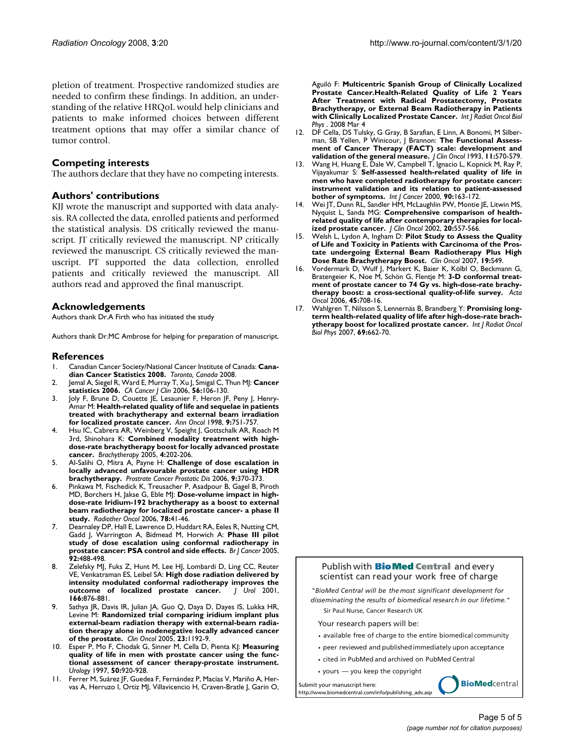pletion of treatment. Prospective randomized studies are needed to confirm these findings. In addition, an understanding of the relative HRQoL would help clinicians and patients to make informed choices between different treatment options that may offer a similar chance of tumor control.

## Competing interests

The authors declare that they have no competing interests.

## Authors' contributions

KJJ wrote the manuscript and supported with data analysis. RA collected the data, enrolled patients and performed the statistical analysis. DS critically reviewed the manuscript. JT critically reviewed the manuscript. NP critically reviewed the manuscript. CS critically reviewed the manuscript. PT supported the data collection, enrolled patients and critically reviewed the manuscript. All authors read and approved the final manuscript.

## Acknowledgements

Authors thank Dr.A Firth who has initiated the study

Authors thank Dr.MC Ambrose for helping for preparation of manuscript.

## References

1. Canadian Cancer Society/National Cancer Institute of Canada: **Canadian Cancer Statistics 2008.** *Toronto, Canada* 2008.
2. Jemal A, Siegel R, Ward E, Murray T, Xu J, Smigal C, Thun MJ: **Cancer statistics 2006.** *CA Cancer J Clin* 2006, **56:**106-130.
3. Joly F, Brune D, Couette JE, Lesaunier F, Heron JF, Peny J, Henry-Amar M: **Health-related quality of life and sequelae in patients treated with brachytherapy and external beam irradiation for localized prostate cancer.** *Ann Oncol* 1998, **9:**751-757.
4. Hsu IC, Cabrera AR, Weinberg V, Speight J, Gottschalk AR, Roach M 3rd, Shinohara K: **Combined modality treatment with high-dose-rate brachytherapy boost for locally advanced prostate cancer.** *Brachytherapy* 2005, **4:**202-206.
5. Al-Salihi O, Mitra A, Payne H: **Challenge of dose escalation in locally advanced unfavourable prostate cancer using HDR brachytherapy.** *Prostrate Cancer Prostatic Dis* 2006, **9:**370-373.
6. Pinkawa M, Fischedick K, Treusacher P, Asadpour B, Gagel B, Piroth MD, Borchers H, Jakse G, Eble MJ: **Dose-volume impact in high-dose-rate Iridium-192 brachytherapy as a boost to external beam radiotherapy for localized prostate cancer- a phase II study.** *Radiother Oncol* 2006, **78:**41-46.
7. Dearnaley DP, Hall E, Lawrence D, Huddart RA, Eeles R, Nutting CM, Gadd J, Warrington A, Bidmead M, Horwich A: **Phase III pilot study of dose escalation using conformal radiotherapy in prostate cancer: PSA control and side effects.** *Br J Cancer* 2005, **92:**488-498.
8. Zelefsky MJ, Fuks Z, Hunt M, Lee HJ, Lombardi D, Ling CC, Reuter VE, Venkatraman ES, Leibel SA: **High dose radiation delivered by intensity modulated conformal radiotherapy improves the outcome of localized prostate cancer.** *J Urol* 2001, **166:**876-881.
9. Sathya JR, Davis IR, Julian JA, Guo Q, Daya D, Dayes IS, Lukka HR, Levine M: **Randomized trial comparing iridium implant plus external-beam radiation therapy with external-beam radiation therapy alone in nodenegative locally advanced cancer of the prostate.** *Clin Oncol* 2005, **23:**1192-9.
10. Esper P, Mo F, Chodak G, Sinner M, Cella D, Pienta KJ: **Measuring quality of life in men with prostate cancer using the functional assessment of cancer therapy-prostate instrument.** *Urology* 1997, **50:**920-928.
11. Ferrer M, Suárez JF, Guedea F, Fernández P, Macías V, Mariño A, Hervas A, Herruzo I, Ortiz MJ, Villavicencio H, Craven-Bratle J, Garin O, Aguiló F: **Multicentric Spanish Group of Clinically Localized Prostate Cancer.Health-Related Quality of Life 2 Years After Treatment with Radical Prostatectomy, Prostate Brachytherapy, or External Beam Radiotherapy in Patients with Clinically Localized Prostate Cancer.** *Int J Radiat Oncol Biol Phys* . 2008 Mar 4
12. DF Cella, DS Tulsky, G Gray, B Sarafian, E Linn, A Bonomi, M Silberman, SB Yellen, P Winicour, J Brannon: **The Functional Assessment of Cancer Therapy (FACT) scale: development and validation of the general measure.** *J Clin Oncol* 1993, **11:**570-579.
13. Wang H, Huang E, Dale W, Campbell T, Ignacio L, Kopnick M, Ray P, Vijayakumar S: **Self-assessed health-related quality of life in men who have completed radiotherapy for prostate cancer: instrument validation and its relation to patient-assessed bother of symptoms.** *Int J Cancer* 2000, **90:**163-172.
14. Wei JT, Dunn RL, Sandler HM, McLaughlin PW, Montie JE, Litwin MS, Nyquist L, Sanda MG: **Comprehensive comparison of health-related quality of life after contemporary therapies for localized prostate cancer.** *J Clin Oncol* 2002, **20:**557-566.
15. Welsh L, Lydon A, Ingham D: **Pilot Study to Assess the Quality of Life and Toxicity in Patients with Carcinoma of the Prostate undergoing External Beam Radiotherapy Plus High Dose Rate Brachytherapy Boost.** *Clin Oncol* 2007, **19:**S49.
16. Vordermark D, Wulf J, Markert K, Baier K, Kölbl O, Beckmann G, Bratengeier K, Noe M, Schön G, Flentje M: **3-D conformal treatment of prostate cancer to 74 Gy vs. high-dose-rate brachytherapy boost: a cross-sectional quality-of-life survey.** *Acta Oncol* 2006, **45:**708-16.
17. Wahlgren T, Nilsson S, Lennernäs B, Brandberg Y: **Promising long-term health-related quality of life after high-dose-rate brachytherapy boost for localized prostate cancer.** *Int J Radiat Oncol Biol Phys* 2007, **69:**662-70.

Publish with **BioMed Central** and every scientist can read your work free of charge

*"BioMed Central will be the most significant development for disseminating the results of biomedical research in our lifetime."*

Sir Paul Nurse, Cancer Research UK

Your research papers will be:

- available free of charge to the entire biomedical community
- peer reviewed and published immediately upon acceptance
- cited in PubMed and archived on PubMed Central
- yours — you keep the copyright

Submit your manuscript here:
http://www.biomedcentral.com/info/publishing_adv.asp